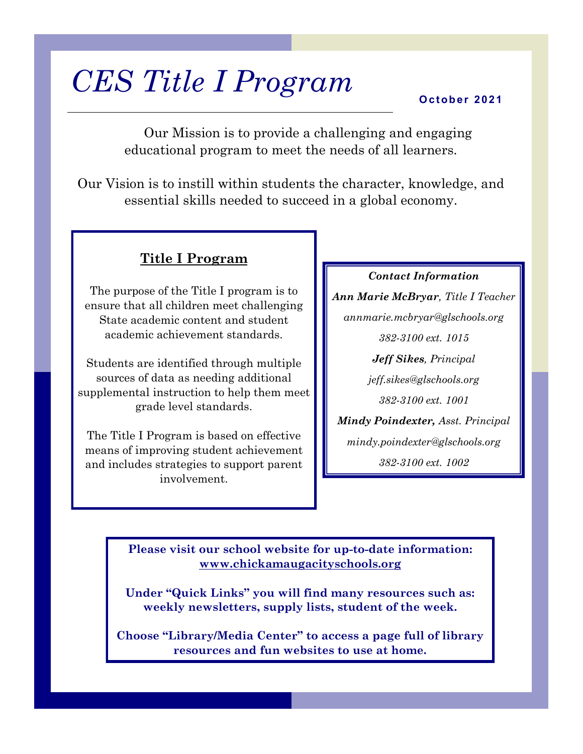# *CES Title I Program*

**October 2021**

Our Mission is to provide a challenging and engaging educational program to meet the needs of all learners.

Our Vision is to instill within students the character, knowledge, and essential skills needed to succeed in a global economy.

## Title I Program

The purpose of the Title I program is to ensure that all children meet challenging State academic content and student academic achievement standards.

Students are identified through multiple sources of data as needing additional supplemental instruction to help them meet grade level standards.

The Title I Program is based on effective means of improving student achievement and includes strategies to support parent involvement.

***Contact Information***

***Ann Marie McBryar**, Title I Teacher*

*annmarie.mcbryar@glschools.org*

*382-3100 ext. 1015*

***Jeff Sikes**, Principal*

*jeff.sikes@glschools.org*

*382-3100 ext. 1001*

***Mindy Poindexter,** Asst. Principal*

*mindy.poindexter@glschools.org*

*382-3100 ext. 1002*

**Please visit our school website for up-to-date information: www.chickamaugacityschools.org**

**Under "Quick Links" you will find many resources such as: weekly newsletters, supply lists, student of the week.**

**Choose "Library/Media Center" to access a page full of library resources and fun websites to use at home.**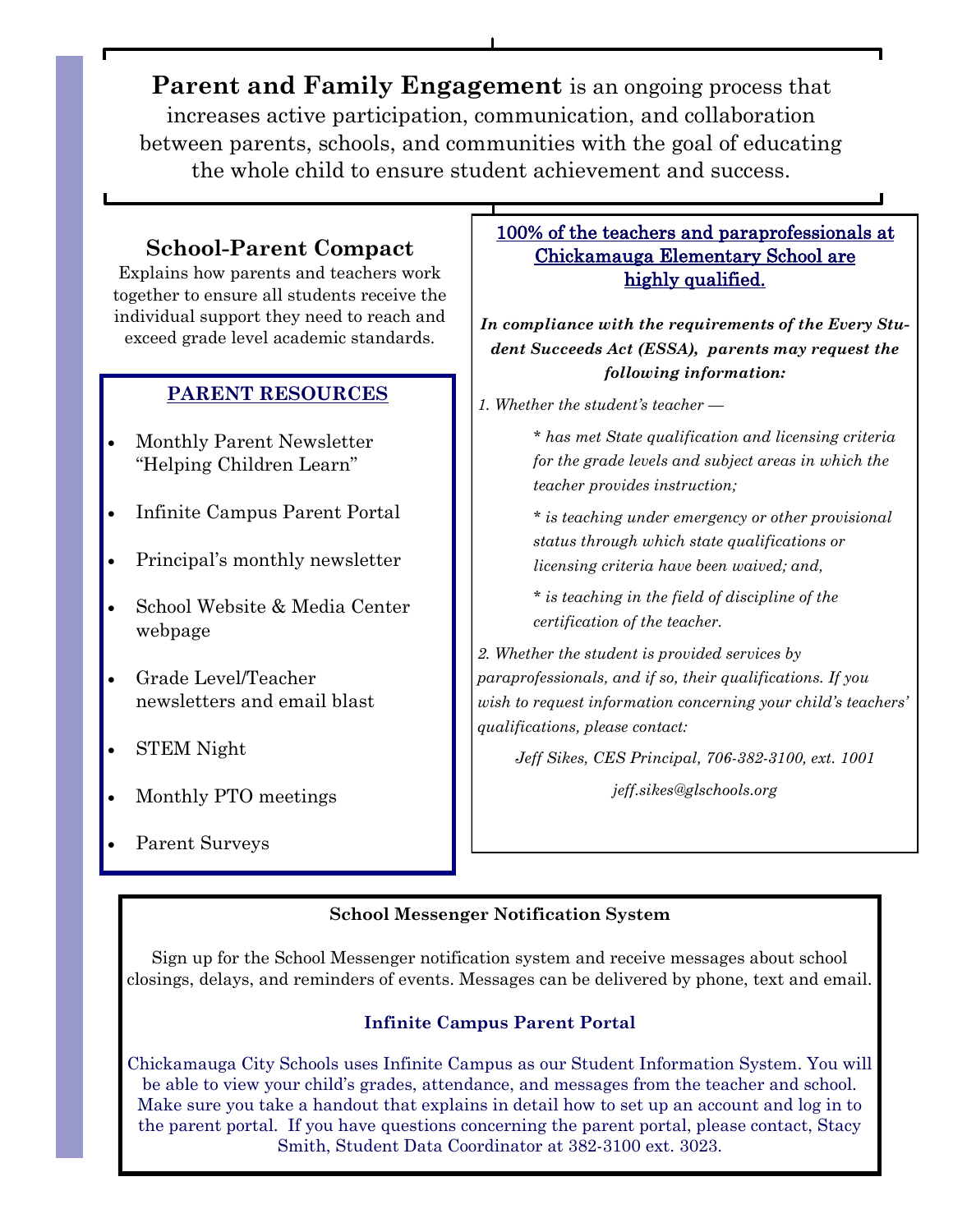**Parent and Family Engagement** is an ongoing process that increases active participation, communication, and collaboration between parents, schools, and communities with the goal of educating the whole child to ensure student achievement and success.

## School-Parent Compact

Explains how parents and teachers work together to ensure all students receive the individual support they need to reach and exceed grade level academic standards.

### PARENT RESOURCES

- Monthly Parent Newsletter "Helping Children Learn"
- Infinite Campus Parent Portal
- Principal's monthly newsletter
- School Website & Media Center webpage
- Grade Level/Teacher newsletters and email blast
- STEM Night
- Monthly PTO meetings
- Parent Surveys

**100% of the teachers and paraprofessionals at Chickamauga Elementary School are highly qualified.**

***In compliance with the requirements of the Every Student Succeeds Act (ESSA), parents may request the following information:***

*1. Whether the student's teacher —*

*\* has met State qualification and licensing criteria for the grade levels and subject areas in which the teacher provides instruction;*

*\* is teaching under emergency or other provisional status through which state qualifications or licensing criteria have been waived; and,*

*\* is teaching in the field of discipline of the certification of the teacher.*

*2. Whether the student is provided services by paraprofessionals, and if so, their qualifications. If you wish to request information concerning your child's teachers' qualifications, please contact:*

*Jeff Sikes, CES Principal, 706-382-3100, ext. 1001*

*jeff.sikes@glschools.org*

**School Messenger Notification System**

Sign up for the School Messenger notification system and receive messages about school closings, delays, and reminders of events. Messages can be delivered by phone, text and email.

**Infinite Campus Parent Portal**

Chickamauga City Schools uses Infinite Campus as our Student Information System. You will be able to view your child's grades, attendance, and messages from the teacher and school. Make sure you take a handout that explains in detail how to set up an account and log in to the parent portal. If you have questions concerning the parent portal, please contact, Stacy Smith, Student Data Coordinator at 382-3100 ext. 3023.